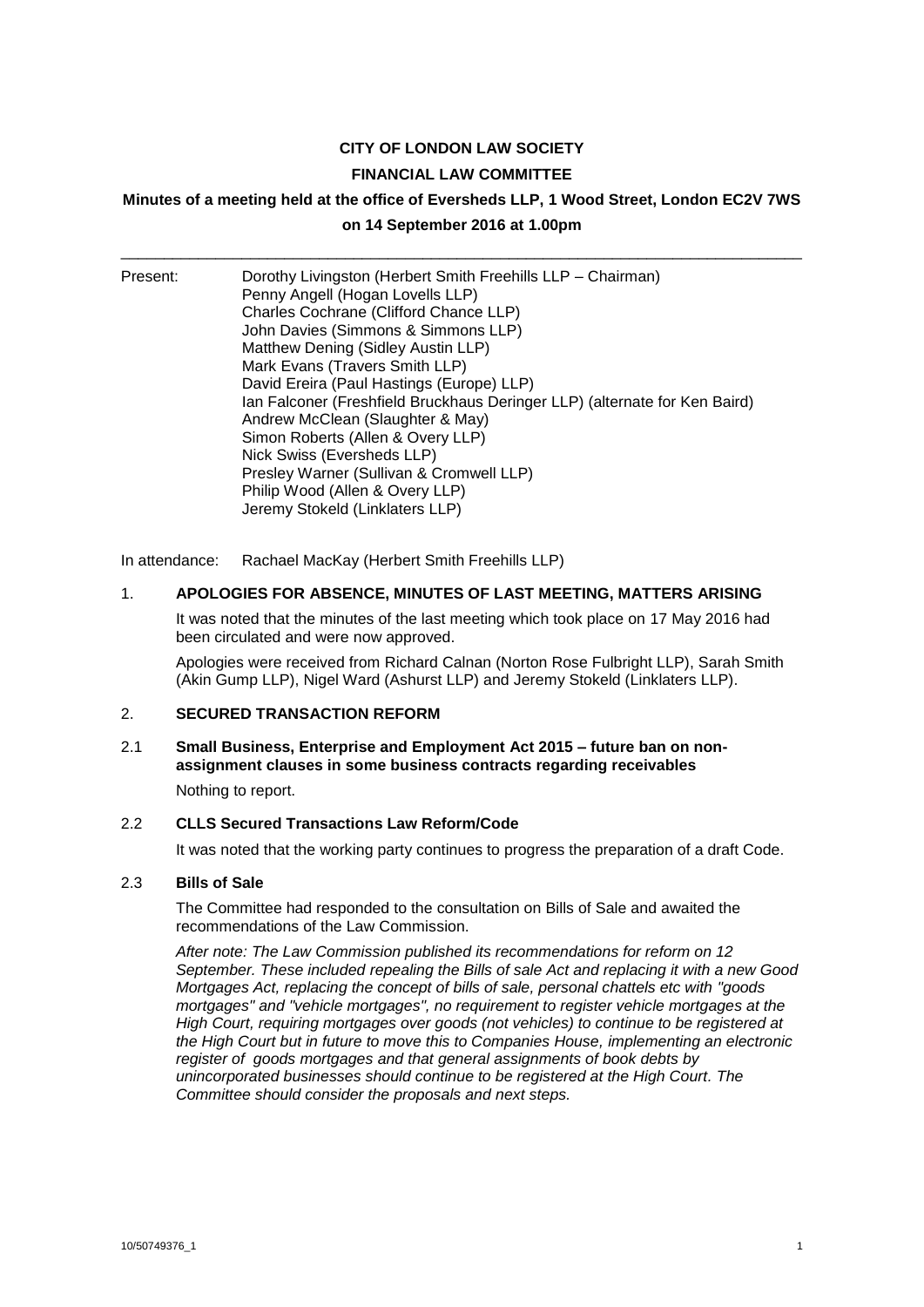**CITY OF LONDON LAW SOCIETY**

**FINANCIAL LAW COMMITTEE**

**Minutes of a meeting held at the office of Eversheds LLP, 1 Wood Street, London EC2V 7WS on 14 September 2016 at 1.00pm**

---

Present:
- Dorothy Livingston (Herbert Smith Freehills LLP – Chairman)
- Penny Angell (Hogan Lovells LLP)
- Charles Cochrane (Clifford Chance LLP)
- John Davies (Simmons & Simmons LLP)
- Matthew Dening (Sidley Austin LLP)
- Mark Evans (Travers Smith LLP)
- David Ereira (Paul Hastings (Europe) LLP)
- Ian Falconer (Freshfield Bruckhaus Deringer LLP) (alternate for Ken Baird)
- Andrew McClean (Slaughter & May)
- Simon Roberts (Allen & Overy LLP)
- Nick Swiss (Eversheds LLP)
- Presley Warner (Sullivan & Cromwell LLP)
- Philip Wood (Allen & Overy LLP)
- Jeremy Stokeld (Linklaters LLP)

In attendance: Rachael MacKay (Herbert Smith Freehills LLP)

## 1. APOLOGIES FOR ABSENCE, MINUTES OF LAST MEETING, MATTERS ARISING

It was noted that the minutes of the last meeting which took place on 17 May 2016 had been circulated and were now approved.

Apologies were received from Richard Calnan (Norton Rose Fulbright LLP), Sarah Smith (Akin Gump LLP), Nigel Ward (Ashurst LLP) and Jeremy Stokeld (Linklaters LLP).

## 2. SECURED TRANSACTION REFORM

### 2.1 Small Business, Enterprise and Employment Act 2015 – future ban on non-assignment clauses in some business contracts regarding receivables

Nothing to report.

### 2.2 CLLS Secured Transactions Law Reform/Code

It was noted that the working party continues to progress the preparation of a draft Code.

### 2.3 Bills of Sale

The Committee had responded to the consultation on Bills of Sale and awaited the recommendations of the Law Commission.

*After note: The Law Commission published its recommendations for reform on 12 September. These included repealing the Bills of sale Act and replacing it with a new Good Mortgages Act, replacing the concept of bills of sale, personal chattels etc with "goods mortgages" and "vehicle mortgages", no requirement to register vehicle mortgages at the High Court, requiring mortgages over goods (not vehicles) to continue to be registered at the High Court but in future to move this to Companies House, implementing an electronic register of goods mortgages and that general assignments of book debts by unincorporated businesses should continue to be registered at the High Court. The Committee should consider the proposals and next steps.*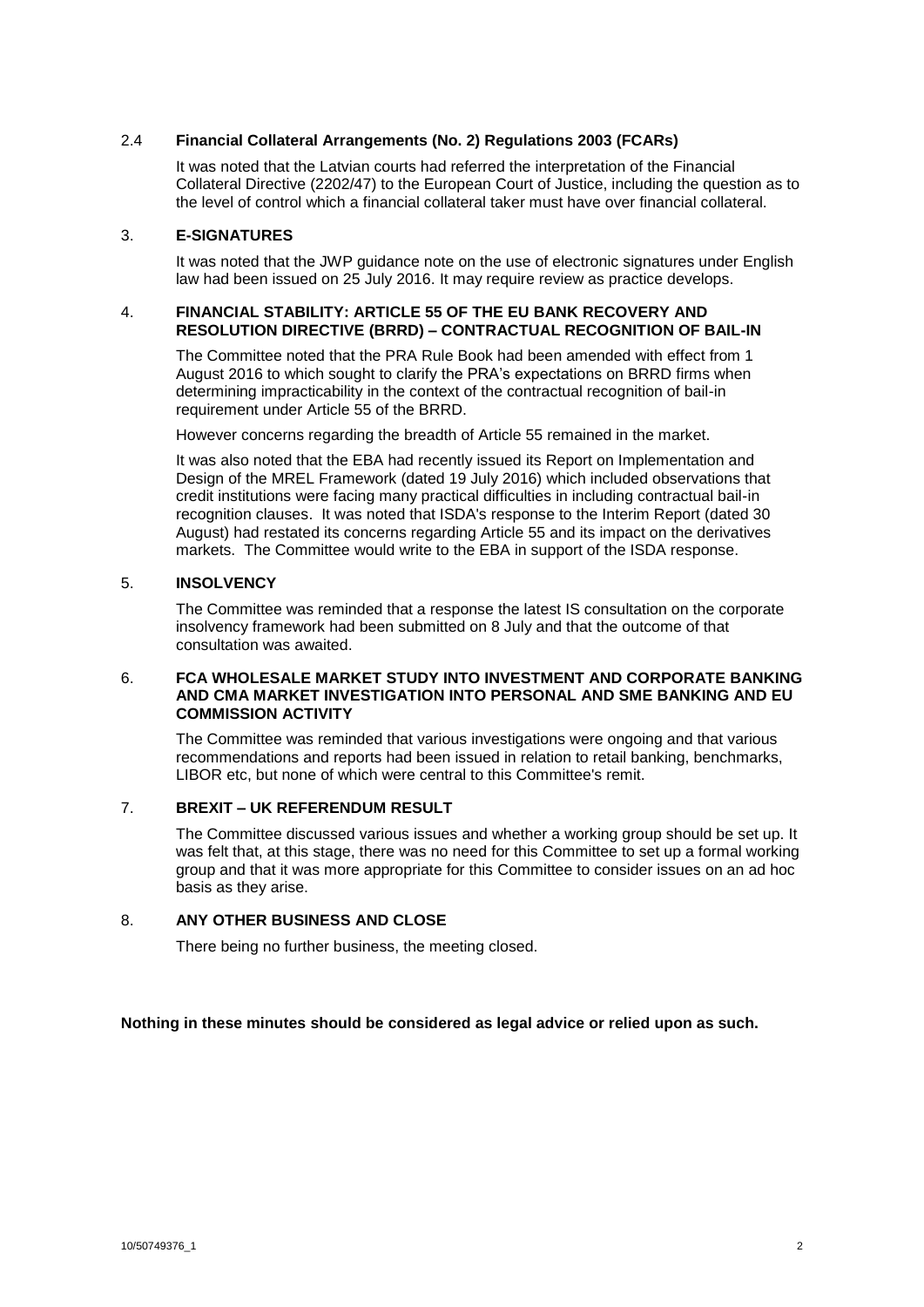### 2.4 **Financial Collateral Arrangements (No. 2) Regulations 2003 (FCARs)**

It was noted that the Latvian courts had referred the interpretation of the Financial Collateral Directive (2202/47) to the European Court of Justice, including the question as to the level of control which a financial collateral taker must have over financial collateral.

## 3. **E-SIGNATURES**

It was noted that the JWP guidance note on the use of electronic signatures under English law had been issued on 25 July 2016. It may require review as practice develops.

## 4. **FINANCIAL STABILITY: ARTICLE 55 OF THE EU BANK RECOVERY AND RESOLUTION DIRECTIVE (BRRD) – CONTRACTUAL RECOGNITION OF BAIL-IN**

The Committee noted that the PRA Rule Book had been amended with effect from 1 August 2016 to which sought to clarify the PRA's expectations on BRRD firms when determining impracticability in the context of the contractual recognition of bail-in requirement under Article 55 of the BRRD.

However concerns regarding the breadth of Article 55 remained in the market.

It was also noted that the EBA had recently issued its Report on Implementation and Design of the MREL Framework (dated 19 July 2016) which included observations that credit institutions were facing many practical difficulties in including contractual bail-in recognition clauses. It was noted that ISDA's response to the Interim Report (dated 30 August) had restated its concerns regarding Article 55 and its impact on the derivatives markets. The Committee would write to the EBA in support of the ISDA response.

## 5. **INSOLVENCY**

The Committee was reminded that a response the latest IS consultation on the corporate insolvency framework had been submitted on 8 July and that the outcome of that consultation was awaited.

## 6. **FCA WHOLESALE MARKET STUDY INTO INVESTMENT AND CORPORATE BANKING AND CMA MARKET INVESTIGATION INTO PERSONAL AND SME BANKING AND EU COMMISSION ACTIVITY**

The Committee was reminded that various investigations were ongoing and that various recommendations and reports had been issued in relation to retail banking, benchmarks, LIBOR etc, but none of which were central to this Committee's remit.

## 7. **BREXIT – UK REFERENDUM RESULT**

The Committee discussed various issues and whether a working group should be set up. It was felt that, at this stage, there was no need for this Committee to set up a formal working group and that it was more appropriate for this Committee to consider issues on an ad hoc basis as they arise.

## 8. **ANY OTHER BUSINESS AND CLOSE**

There being no further business, the meeting closed.

**Nothing in these minutes should be considered as legal advice or relied upon as such.**